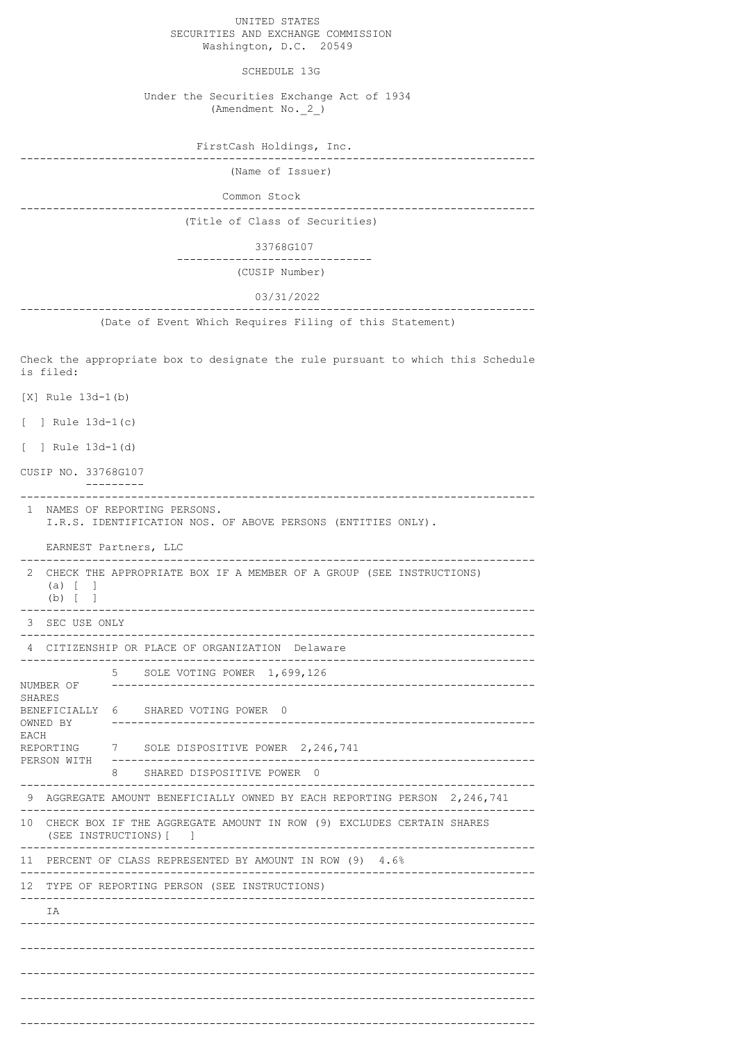UNITED STATES
SECURITIES AND EXCHANGE COMMISSION
Washington, D.C. 20549

# SCHEDULE 13G

Under the Securities Exchange Act of 1934
(Amendment No._2_)

FirstCash Holdings, Inc.

(Name of Issuer)

Common Stock

(Title of Class of Securities)

33768G107

(CUSIP Number)

03/31/2022

(Date of Event Which Requires Filing of this Statement)

Check the appropriate box to designate the rule pursuant to which this Schedule is filed:

[X] Rule 13d-1(b)

[ ] Rule 13d-1(c)

[ ] Rule 13d-1(d)

CUSIP NO. 33768G107

| | |
|---|---|
| 1 NAMES OF REPORTING PERSONS. I.R.S. IDENTIFICATION NOS. OF ABOVE PERSONS (ENTITIES ONLY). | EARNEST Partners, LLC |
| 2 CHECK THE APPROPRIATE BOX IF A MEMBER OF A GROUP (SEE INSTRUCTIONS) | (a) [ ] (b) [ ] |
| 3 SEC USE ONLY | |
| 4 CITIZENSHIP OR PLACE OF ORGANIZATION | Delaware |
| NUMBER OF SHARES BENEFICIALLY OWNED BY EACH REPORTING PERSON WITH — 5 SOLE VOTING POWER | 1,699,126 |
| 6 SHARED VOTING POWER | 0 |
| 7 SOLE DISPOSITIVE POWER | 2,246,741 |
| 8 SHARED DISPOSITIVE POWER | 0 |
| 9 AGGREGATE AMOUNT BENEFICIALLY OWNED BY EACH REPORTING PERSON | 2,246,741 |
| 10 CHECK BOX IF THE AGGREGATE AMOUNT IN ROW (9) EXCLUDES CERTAIN SHARES (SEE INSTRUCTIONS) | [ ] |
| 11 PERCENT OF CLASS REPRESENTED BY AMOUNT IN ROW (9) | 4.6% |
| 12 TYPE OF REPORTING PERSON (SEE INSTRUCTIONS) | IA |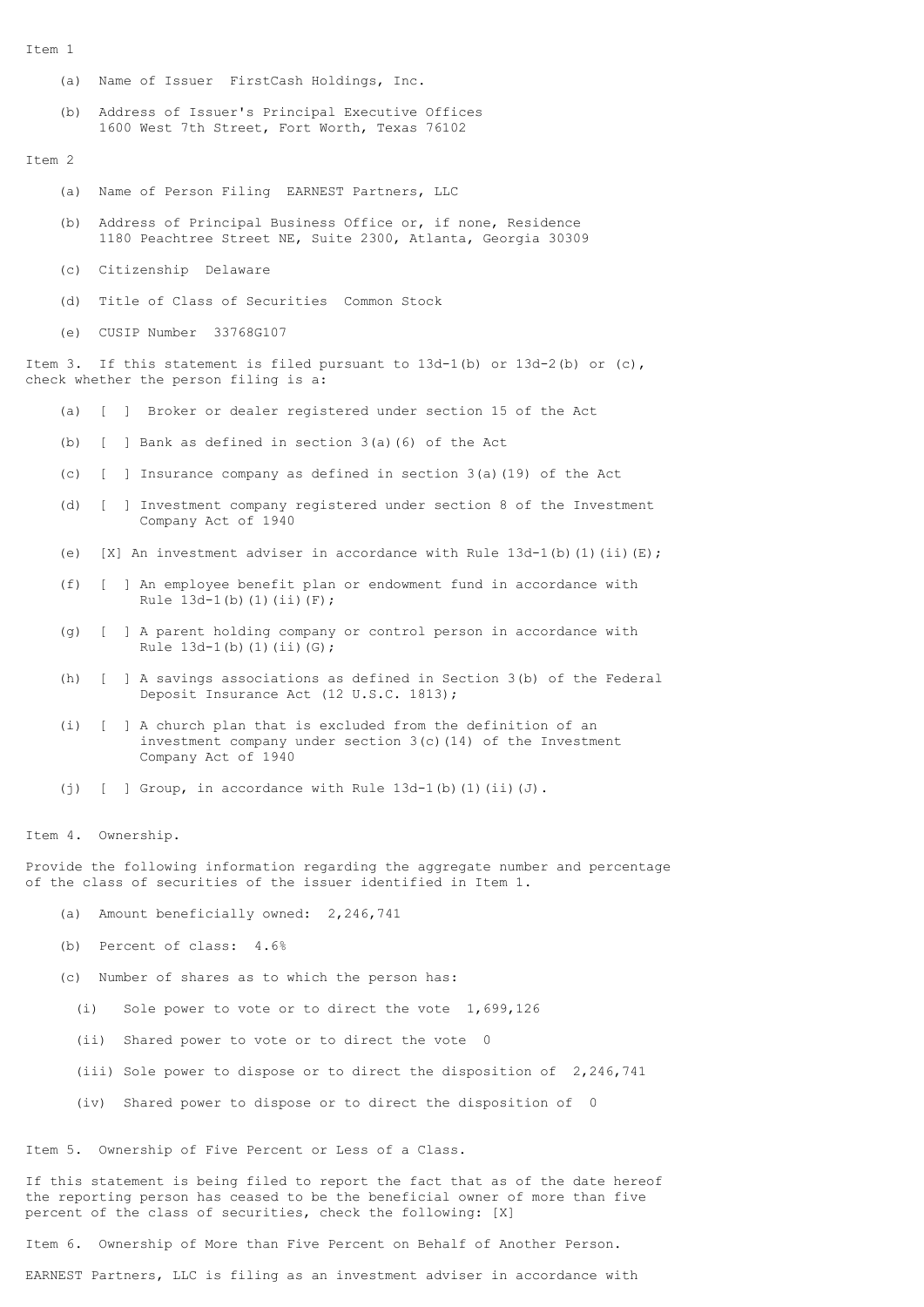Item 1

(a) Name of Issuer FirstCash Holdings, Inc.

(b) Address of Issuer's Principal Executive Offices
1600 West 7th Street, Fort Worth, Texas 76102

Item 2

(a) Name of Person Filing EARNEST Partners, LLC

(b) Address of Principal Business Office or, if none, Residence
1180 Peachtree Street NE, Suite 2300, Atlanta, Georgia 30309

(c) Citizenship Delaware

(d) Title of Class of Securities Common Stock

(e) CUSIP Number 33768G107

Item 3. If this statement is filed pursuant to 13d-1(b) or 13d-2(b) or (c), check whether the person filing is a:

(a) [ ] Broker or dealer registered under section 15 of the Act

(b) [ ] Bank as defined in section 3(a)(6) of the Act

(c) [ ] Insurance company as defined in section 3(a)(19) of the Act

(d) [ ] Investment company registered under section 8 of the Investment Company Act of 1940

(e) [X] An investment adviser in accordance with Rule 13d-1(b)(1)(ii)(E);

(f) [ ] An employee benefit plan or endowment fund in accordance with Rule 13d-1(b)(1)(ii)(F);

(g) [ ] A parent holding company or control person in accordance with Rule 13d-1(b)(1)(ii)(G);

(h) [ ] A savings associations as defined in Section 3(b) of the Federal Deposit Insurance Act (12 U.S.C. 1813);

(i) [ ] A church plan that is excluded from the definition of an investment company under section 3(c)(14) of the Investment Company Act of 1940

(j) [ ] Group, in accordance with Rule 13d-1(b)(1)(ii)(J).

Item 4. Ownership.

Provide the following information regarding the aggregate number and percentage of the class of securities of the issuer identified in Item 1.

(a) Amount beneficially owned: 2,246,741

(b) Percent of class: 4.6%

(c) Number of shares as to which the person has:

(i) Sole power to vote or to direct the vote 1,699,126

(ii) Shared power to vote or to direct the vote 0

(iii) Sole power to dispose or to direct the disposition of 2,246,741

(iv) Shared power to dispose or to direct the disposition of 0

Item 5. Ownership of Five Percent or Less of a Class.

If this statement is being filed to report the fact that as of the date hereof the reporting person has ceased to be the beneficial owner of more than five percent of the class of securities, check the following: [X]

Item 6. Ownership of More than Five Percent on Behalf of Another Person.

EARNEST Partners, LLC is filing as an investment adviser in accordance with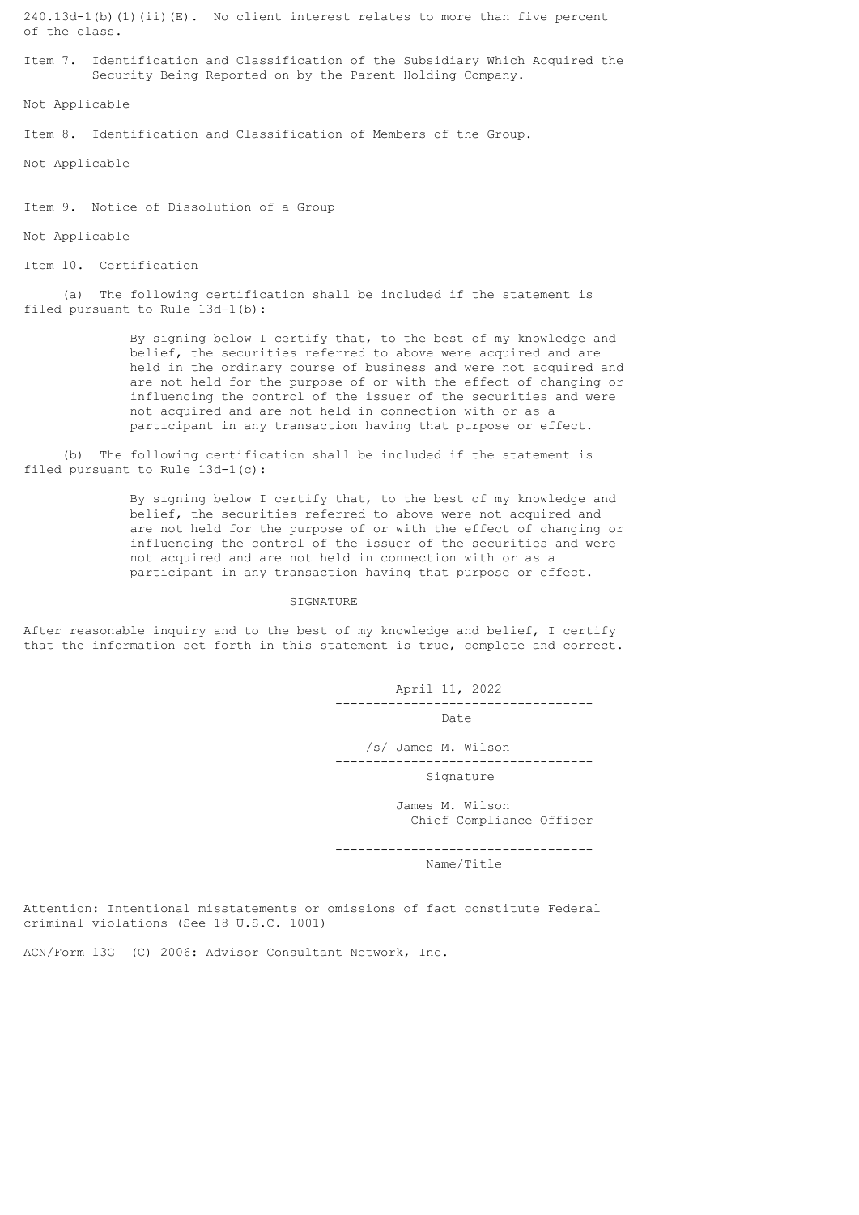240.13d-1(b)(1)(ii)(E). No client interest relates to more than five percent of the class.

Item 7. Identification and Classification of the Subsidiary Which Acquired the Security Being Reported on by the Parent Holding Company.

Not Applicable

Item 8. Identification and Classification of Members of the Group.

Not Applicable

Item 9. Notice of Dissolution of a Group

Not Applicable

Item 10. Certification

(a) The following certification shall be included if the statement is filed pursuant to Rule 13d-1(b):

> By signing below I certify that, to the best of my knowledge and belief, the securities referred to above were acquired and are held in the ordinary course of business and were not acquired and are not held for the purpose of or with the effect of changing or influencing the control of the issuer of the securities and were not acquired and are not held in connection with or as a participant in any transaction having that purpose or effect.

(b) The following certification shall be included if the statement is filed pursuant to Rule 13d-1(c):

> By signing below I certify that, to the best of my knowledge and belief, the securities referred to above were not acquired and are not held for the purpose of or with the effect of changing or influencing the control of the issuer of the securities and were not acquired and are not held in connection with or as a participant in any transaction having that purpose or effect.

SIGNATURE

After reasonable inquiry and to the best of my knowledge and belief, I certify that the information set forth in this statement is true, complete and correct.

April 11, 2022
----------------------------------
Date

/s/ James M. Wilson
----------------------------------
Signature

James M. Wilson
Chief Compliance Officer
----------------------------------
Name/Title

Attention: Intentional misstatements or omissions of fact constitute Federal criminal violations (See 18 U.S.C. 1001)

ACN/Form 13G (C) 2006: Advisor Consultant Network, Inc.